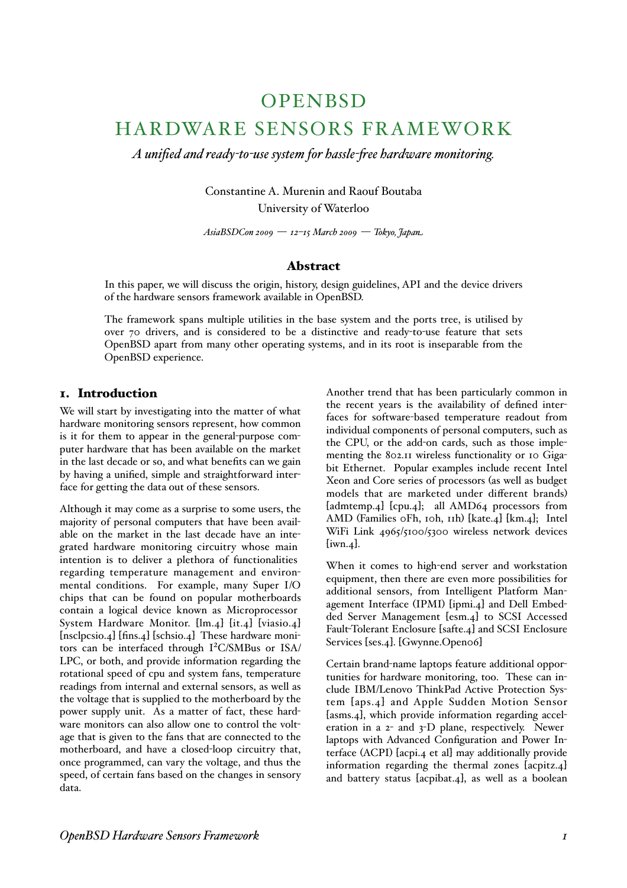# OPENBSD HARDWARE SENSORS FRAMEWORK

*A unified and ready-to-use system for hassle-free hardware monitoring.*

Constantine A. Murenin and Raouf Boutaba
University of Waterloo

*AsiaBSDCon 2009 — 12–15 March 2009 — Tokyo, Japan*

## Abstract

In this paper, we will discuss the origin, history, design guidelines, API and the device drivers of the hardware sensors framework available in OpenBSD.

The framework spans multiple utilities in the base system and the ports tree, is utilised by over 70 drivers, and is considered to be a distinctive and ready-to-use feature that sets OpenBSD apart from many other operating systems, and in its root is inseparable from the OpenBSD experience.

## 1. Introduction

We will start by investigating into the matter of what hardware monitoring sensors represent, how common is it for them to appear in the general-purpose computer hardware that has been available on the market in the last decade or so, and what benefits can we gain by having a unified, simple and straightforward interface for getting the data out of these sensors.

Although it may come as a surprise to some users, the majority of personal computers that have been available on the market in the last decade have an integrated hardware monitoring circuitry whose main intention is to deliver a plethora of functionalities regarding temperature management and environmental conditions. For example, many Super I/O chips that can be found on popular motherboards contain a logical device known as Microprocessor System Hardware Monitor. [lm.4] [it.4] [viasio.4] [nsclpcsio.4] [fins.4] [schsio.4] These hardware monitors can be interfaced through I²C/SMBus or ISA/LPC, or both, and provide information regarding the rotational speed of cpu and system fans, temperature readings from internal and external sensors, as well as the voltage that is supplied to the motherboard by the power supply unit. As a matter of fact, these hardware monitors can also allow one to control the voltage that is given to the fans that are connected to the motherboard, and have a closed-loop circuitry that, once programmed, can vary the voltage, and thus the speed, of certain fans based on the changes in sensory data.

Another trend that has been particularly common in the recent years is the availability of defined interfaces for software-based temperature readout from individual components of personal computers, such as the CPU, or the add-on cards, such as those implementing the 802.11 wireless functionality or 10 Gigabit Ethernet. Popular examples include recent Intel Xeon and Core series of processors (as well as budget models that are marketed under different brands) [admtemp.4] [cpu.4]; all AMD64 processors from AMD (Families 0Fh, 10h, 11h) [kate.4] [km.4]; Intel WiFi Link 4965/5100/5300 wireless network devices [iwn.4].

When it comes to high-end server and workstation equipment, then there are even more possibilities for additional sensors, from Intelligent Platform Management Interface (IPMI) [ipmi.4] and Dell Embedded Server Management [esm.4] to SCSI Accessed Fault-Tolerant Enclosure [safte.4] and SCSI Enclosure Services [ses.4]. [Gwynne.Open06]

Certain brand-name laptops feature additional opportunities for hardware monitoring, too. These can include IBM/Lenovo ThinkPad Active Protection System [aps.4] and Apple Sudden Motion Sensor [asms.4], which provide information regarding acceleration in a 2- and 3-D plane, respectively. Newer laptops with Advanced Configuration and Power Interface (ACPI) [acpi.4 et al] may additionally provide information regarding the thermal zones [acpitz.4] and battery status [acpibat.4], as well as a boolean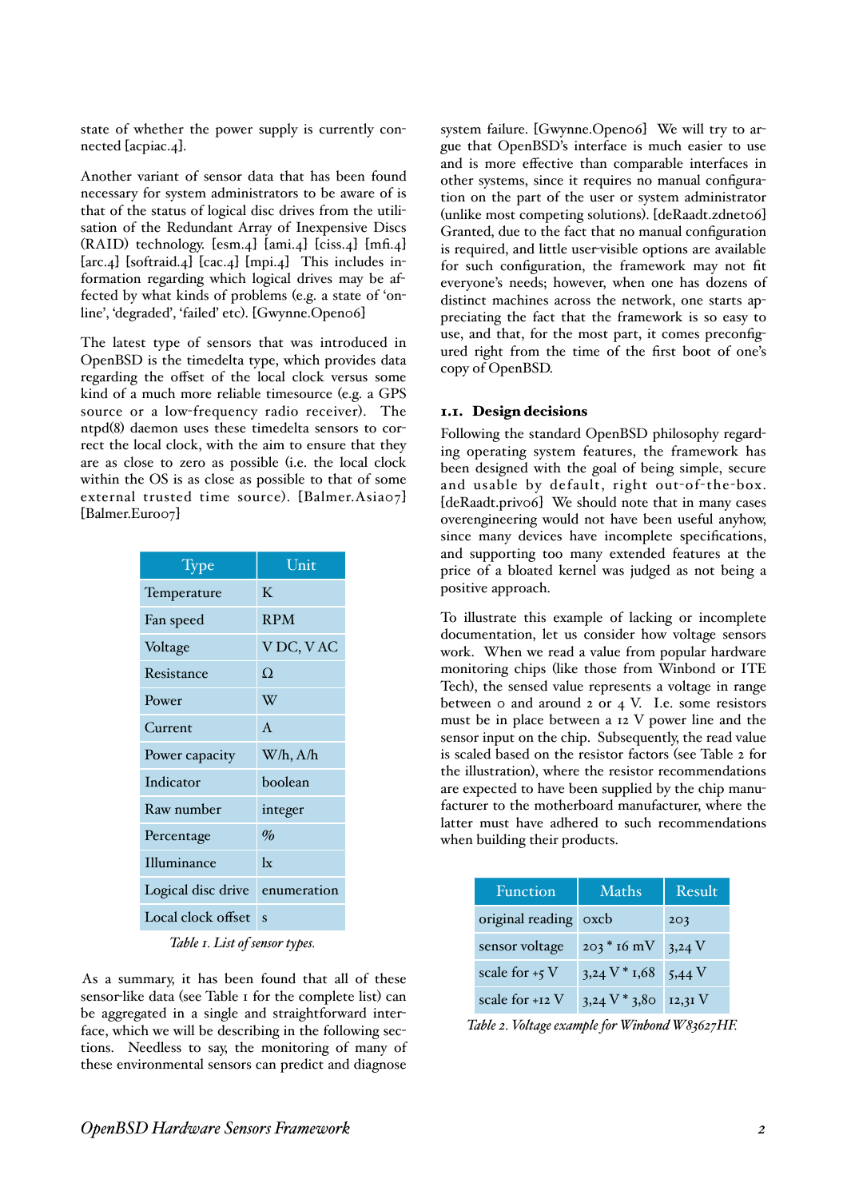state of whether the power supply is currently connected [acpiac.4].

Another variant of sensor data that has been found necessary for system administrators to be aware of is that of the status of logical disc drives from the utilisation of the Redundant Array of Inexpensive Discs (RAID) technology. [esm.4] [ami.4] [ciss.4] [mfi.4] [arc.4] [softraid.4] [cac.4] [mpi.4] This includes information regarding which logical drives may be affected by what kinds of problems (e.g. a state of 'online', 'degraded', 'failed' etc). [Gwynne.Open06]

The latest type of sensors that was introduced in OpenBSD is the timedelta type, which provides data regarding the offset of the local clock versus some kind of a much more reliable timesource (e.g. a GPS source or a low-frequency radio receiver). The ntpd(8) daemon uses these timedelta sensors to correct the local clock, with the aim to ensure that they are as close to zero as possible (i.e. the local clock within the OS is as close as possible to that of some external trusted time source). [Balmer.Asia07] [Balmer.Euro07]

| Type | Unit |
|---|---|
| Temperature | K |
| Fan speed | RPM |
| Voltage | V DC, V AC |
| Resistance | Ω |
| Power | W |
| Current | A |
| Power capacity | W/h, A/h |
| Indicator | boolean |
| Raw number | integer |
| Percentage | % |
| Illuminance | lx |
| Logical disc drive | enumeration |
| Local clock offset | s |

*Table 1. List of sensor types.*

As a summary, it has been found that all of these sensor-like data (see Table 1 for the complete list) can be aggregated in a single and straightforward interface, which we will be describing in the following sections. Needless to say, the monitoring of many of these environmental sensors can predict and diagnose system failure. [Gwynne.Open06] We will try to argue that OpenBSD's interface is much easier to use and is more effective than comparable interfaces in other systems, since it requires no manual configuration on the part of the user or system administrator (unlike most competing solutions). [deRaadt.zdnet06] Granted, due to the fact that no manual configuration is required, and little user-visible options are available for such configuration, the framework may not fit everyone's needs; however, when one has dozens of distinct machines across the network, one starts appreciating the fact that the framework is so easy to use, and that, for the most part, it comes preconfigured right from the time of the first boot of one's copy of OpenBSD.

## 1.1. Design decisions

Following the standard OpenBSD philosophy regarding operating system features, the framework has been designed with the goal of being simple, secure and usable by default, right out-of-the-box. [deRaadt.priv06] We should note that in many cases overengineering would not have been useful anyhow, since many devices have incomplete specifications, and supporting too many extended features at the price of a bloated kernel was judged as not being a positive approach.

To illustrate this example of lacking or incomplete documentation, let us consider how voltage sensors work. When we read a value from popular hardware monitoring chips (like those from Winbond or ITE Tech), the sensed value represents a voltage in range between 0 and around 2 or 4 V. I.e. some resistors must be in place between a 12 V power line and the sensor input on the chip. Subsequently, the read value is scaled based on the resistor factors (see Table 2 for the illustration), where the resistor recommendations are expected to have been supplied by the chip manufacturer to the motherboard manufacturer, where the latter must have adhered to such recommendations when building their products.

| Function | Maths | Result |
|---|---|---|
| original reading | 0xcb | 203 |
| sensor voltage | 203 * 16 mV | 3,24 V |
| scale for +5 V | 3,24 V * 1,68 | 5,44 V |
| scale for +12 V | 3,24 V * 3,80 | 12,31 V |

*Table 2. Voltage example for Winbond W83627HF.*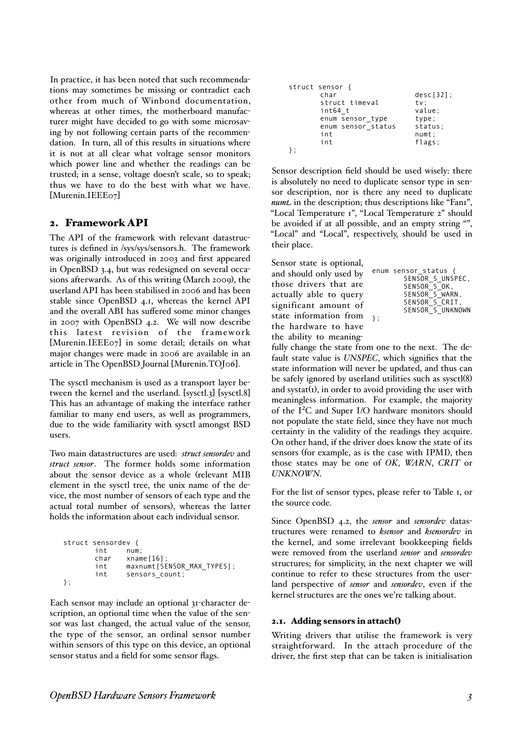In practice, it has been noted that such recommendations may sometimes be missing or contradict each other from much of Winbond documentation, whereas at other times, the motherboard manufacturer might have decided to go with some microsaving by not following certain parts of the recommendation. In turn, all of this results in situations where it is not at all clear what voltage sensor monitors which power line and whether the readings can be trusted; in a sense, voltage doesn't scale, so to speak; thus we have to do the best with what we have. [Murenin.IEEE07]

## 2. Framework API

The API of the framework with relevant datastructures is defined in /sys/sys/sensors.h. The framework was originally introduced in 2003 and first appeared in OpenBSD 3.4, but was redesigned on several occasions afterwards. As of this writing (March 2009), the userland API has been stabilised in 2006 and has been stable since OpenBSD 4.1, whereas the kernel API and the overall ABI has suffered some minor changes in 2007 with OpenBSD 4.2. We will now describe this latest revision of the framework [Murenin.IEEE07] in some detail; details on what major changes were made in 2006 are available in an article in The OpenBSD Journal [Murenin.TOJ06].

The sysctl mechanism is used as a transport layer between the kernel and the userland. [sysctl.3] [sysctl.8] This has an advantage of making the interface rather familiar to many end users, as well as programmers, due to the wide familiarity with sysctl amongst BSD users.

Two main datastructures are used: *struct sensordev* and *struct sensor*. The former holds some information about the sensor device as a whole (relevant MIB element in the sysctl tree, the unix name of the device, the most number of sensors of each type and the actual total number of sensors), whereas the latter holds the information about each individual sensor.

```
struct sensordev {
        int     num;
        char    xname[16];
        int     maxnumt[SENSOR_MAX_TYPES];
        int     sensors_count;
};
```

Each sensor may include an optional 31-character description, an optional time when the value of the sensor was last changed, the actual value of the sensor, the type of the sensor, an ordinal sensor number within sensors of this type on this device, an optional sensor status and a field for some sensor flags.

```
struct sensor {
        char                  desc[32];
        struct timeval        tv;
        int64_t               value;
        enum sensor_type      type;
        enum sensor_status    status;
        int                   numt;
        int                   flags;
};
```

Sensor description field should be used wisely: there is absolutely no need to duplicate sensor type in sensor description, nor is there any need to duplicate *numt* in the description; thus descriptions like "Fan1", "Local Temperature 1", "Local Temperature 2" should be avoided if at all possible, and an empty string "", "Local" and "Local", respectively, should be used in their place.

```
enum sensor_status {
        SENSOR_S_UNSPEC,
        SENSOR_S_OK,
        SENSOR_S_WARN,
        SENSOR_S_CRIT,
        SENSOR_S_UNKNOWN
};
```

Sensor state is optional, and should only used by those drivers that are actually able to query significant amount of state information from the hardware to have the ability to meaningfully change the state from one to the next. The default state value is *UNSPEC*, which signifies that the state information will never be updated, and thus can be safely ignored by userland utilities such as sysctl(8) and systat(1), in order to avoid providing the user with meaningless information. For example, the majority of the $I^2C$ and Super I/O hardware monitors should not populate the state field, since they have not much certainty in the validity of the readings they acquire. On other hand, if the driver does know the state of its sensors (for example, as is the case with IPMI), then those states may be one of *OK*, *WARN*, *CRIT* or *UNKNOWN*.

For the list of sensor types, please refer to Table 1, or the source code.

Since OpenBSD 4.2, the *sensor* and *sensordev* datastructures were renamed to *ksensor* and *ksensordev* in the kernel, and some irrelevant bookkeeping fields were removed from the userland *sensor* and *sensordev* structures; for simplicity, in the next chapter we will continue to refer to these structures from the userland perspective of *sensor* and *sensordev*, even if the kernel structures are the ones we're talking about.

### 2.1. Adding sensors in attach()

Writing drivers that utilise the framework is very straightforward. In the attach procedure of the driver, the first step that can be taken is initialisation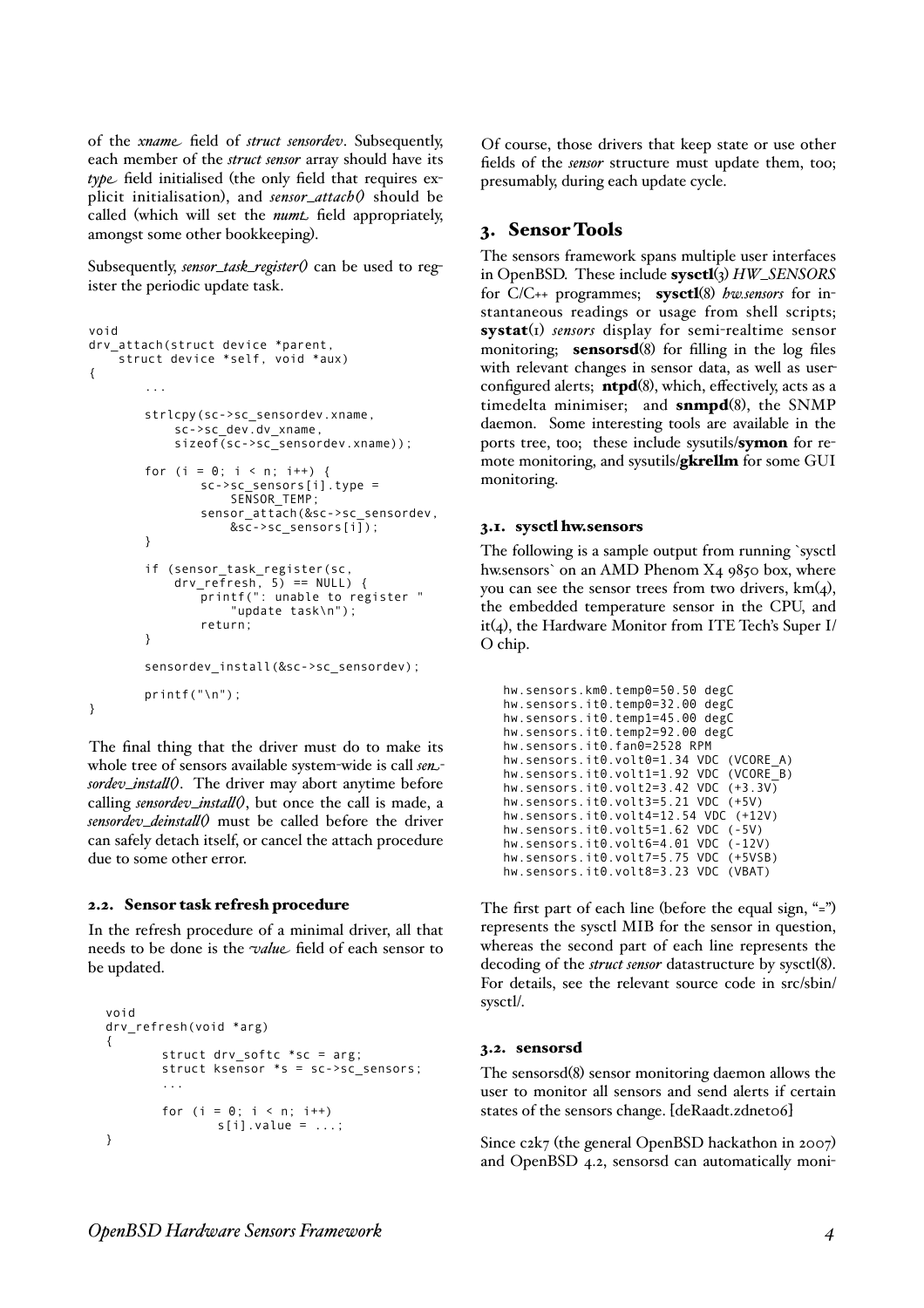of the *xname* field of *struct sensordev*. Subsequently, each member of the *struct sensor* array should have its *type* field initialised (the only field that requires explicit initialisation), and *sensor_attach()* should be called (which will set the *numt* field appropriately, amongst some other bookkeeping).

Subsequently, *sensor_task_register()* can be used to register the periodic update task.

```
void
drv_attach(struct device *parent,
    struct device *self, void *aux)
{
        ...

        strlcpy(sc->sc_sensordev.xname,
            sc->sc_dev.dv_xname,
            sizeof(sc->sc_sensordev.xname));

        for (i = 0; i < n; i++) {
                sc->sc_sensors[i].type =
                    SENSOR_TEMP;
                sensor_attach(&sc->sc_sensordev,
                    &sc->sc_sensors[i]);
        }

        if (sensor_task_register(sc,
            drv_refresh, 5) == NULL) {
                printf(": unable to register "
                    "update task\n");
                return;
        }

        sensordev_install(&sc->sc_sensordev);

        printf("\n");
}
```

The final thing that the driver must do to make its whole tree of sensors available system-wide is call *sensordev_install()*. The driver may abort anytime before calling *sensordev_install()*, but once the call is made, a *sensordev_deinstall()* must be called before the driver can safely detach itself, or cancel the attach procedure due to some other error.

### 2.2. Sensor task refresh procedure

In the refresh procedure of a minimal driver, all that needs to be done is the *value* field of each sensor to be updated.

```
void
drv_refresh(void *arg)
{
        struct drv_softc *sc = arg;
        struct ksensor *s = sc->sc_sensors;
        ...

        for (i = 0; i < n; i++)
                s[i].value = ...;
}
```

Of course, those drivers that keep state or use other fields of the *sensor* structure must update them, too; presumably, during each update cycle.

## 3. Sensor Tools

The sensors framework spans multiple user interfaces in OpenBSD. These include **sysctl**(3) *HW_SENSORS* for C/C++ programmes; **sysctl**(8) *hw.sensors* for instantaneous readings or usage from shell scripts; **systat**(1) *sensors* display for semi-realtime sensor monitoring; **sensorsd**(8) for filling in the log files with relevant changes in sensor data, as well as user-configured alerts; **ntpd**(8), which, effectively, acts as a timedelta minimiser; and **snmpd**(8), the SNMP daemon. Some interesting tools are available in the ports tree, too; these include sysutils/**symon** for remote monitoring, and sysutils/**gkrellm** for some GUI monitoring.

### 3.1. sysctl hw.sensors

The following is a sample output from running `sysctl hw.sensors` on an AMD Phenom X4 9850 box, where you can see the sensor trees from two drivers, km(4), the embedded temperature sensor in the CPU, and it(4), the Hardware Monitor from ITE Tech's Super I/O chip.

```
hw.sensors.km0.temp0=50.50 degC
hw.sensors.it0.temp0=32.00 degC
hw.sensors.it0.temp1=45.00 degC
hw.sensors.it0.temp2=92.00 degC
hw.sensors.it0.fan0=2528 RPM
hw.sensors.it0.volt0=1.34 VDC (VCORE_A)
hw.sensors.it0.volt1=1.92 VDC (VCORE_B)
hw.sensors.it0.volt2=3.42 VDC (+3.3V)
hw.sensors.it0.volt3=5.21 VDC (+5V)
hw.sensors.it0.volt4=12.54 VDC (+12V)
hw.sensors.it0.volt5=1.62 VDC (-5V)
hw.sensors.it0.volt6=4.01 VDC (-12V)
hw.sensors.it0.volt7=5.75 VDC (+5VSB)
hw.sensors.it0.volt8=3.23 VDC (VBAT)
```

The first part of each line (before the equal sign, "=") represents the sysctl MIB for the sensor in question, whereas the second part of each line represents the decoding of the *struct sensor* datastructure by sysctl(8). For details, see the relevant source code in src/sbin/sysctl/.

### 3.2. sensorsd

The sensorsd(8) sensor monitoring daemon allows the user to monitor all sensors and send alerts if certain states of the sensors change. [deRaadt.zdnet06]

Since c2k7 (the general OpenBSD hackathon in 2007) and OpenBSD 4.2, sensorsd can automatically moni-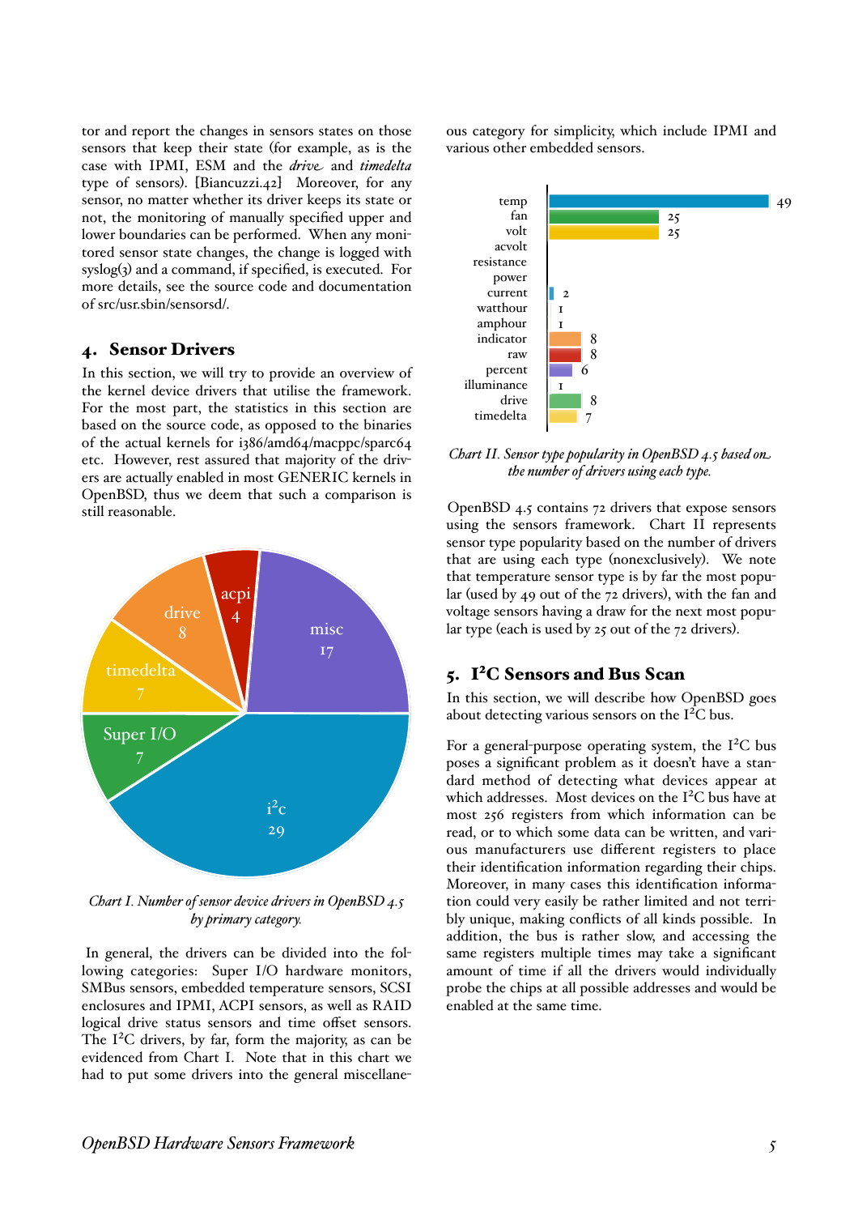tor and report the changes in sensors states on those sensors that keep their state (for example, as is the case with IPMI, ESM and the *drive* and *timedelta* type of sensors). [Biancuzzi.42] Moreover, for any sensor, no matter whether its driver keeps its state or not, the monitoring of manually specified upper and lower boundaries can be performed. When any monitored sensor state changes, the change is logged with syslog(3) and a command, if specified, is executed. For more details, see the source code and documentation of src/usr.sbin/sensorsd/.

## 4. Sensor Drivers

In this section, we will try to provide an overview of the kernel device drivers that utilise the framework. For the most part, the statistics in this section are based on the source code, as opposed to the binaries of the actual kernels for i386/amd64/macppc/sparc64 etc. However, rest assured that majority of the drivers are actually enabled in most GENERIC kernels in OpenBSD, thus we deem that such a comparison is still reasonable.

acpi 4
misc 17
drive 8
timedelta 7
Super I/O 7
i²c 29

*Chart I. Number of sensor device drivers in OpenBSD 4.5 by primary category.*

In general, the drivers can be divided into the following categories: Super I/O hardware monitors, SMBus sensors, embedded temperature sensors, SCSI enclosures and IPMI, ACPI sensors, as well as RAID logical drive status sensors and time offset sensors. The I²C drivers, by far, form the majority, as can be evidenced from Chart I. Note that in this chart we had to put some drivers into the general miscellaneous category for simplicity, which include IPMI and various other embedded sensors.

temp 49
fan 25
volt 25
acvolt
resistance
power
current 2
watthour 1
amphour 1
indicator 8
raw 8
percent 6
illuminance 1
drive 8
timedelta 7

*Chart II. Sensor type popularity in OpenBSD 4.5 based on the number of drivers using each type.*

OpenBSD 4.5 contains 72 drivers that expose sensors using the sensors framework. Chart II represents sensor type popularity based on the number of drivers that are using each type (nonexclusively). We note that temperature sensor type is by far the most popular (used by 49 out of the 72 drivers), with the fan and voltage sensors having a draw for the next most popular type (each is used by 25 out of the 72 drivers).

## 5. I²C Sensors and Bus Scan

In this section, we will describe how OpenBSD goes about detecting various sensors on the I²C bus.

For a general-purpose operating system, the I²C bus poses a significant problem as it doesn't have a standard method of detecting what devices appear at which addresses. Most devices on the I²C bus have at most 256 registers from which information can be read, or to which some data can be written, and various manufacturers use different registers to place their identification information regarding their chips. Moreover, in many cases this identification information could very easily be rather limited and not terribly unique, making conflicts of all kinds possible. In addition, the bus is rather slow, and accessing the same registers multiple times may take a significant amount of time if all the drivers would individually probe the chips at all possible addresses and would be enabled at the same time.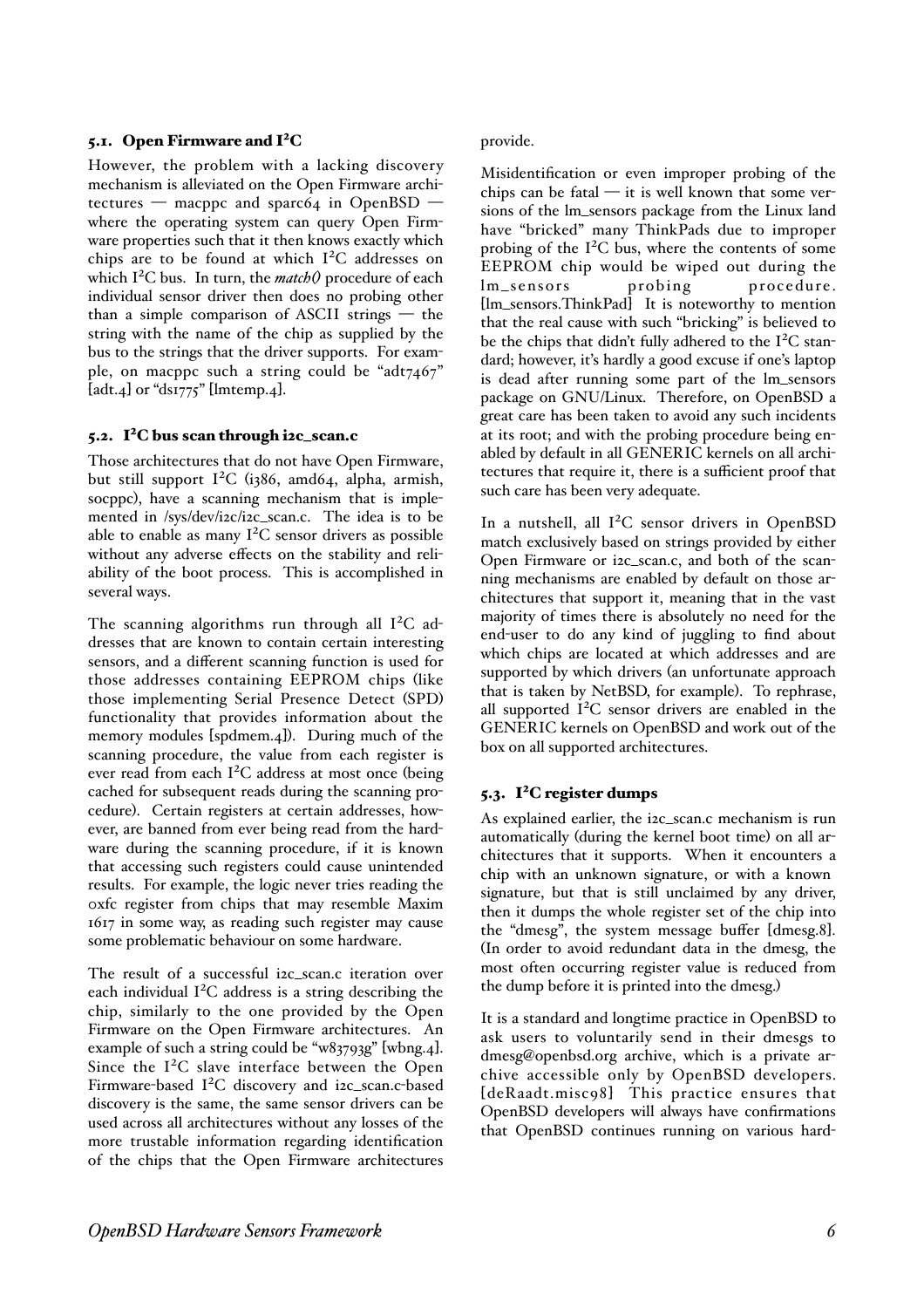### 5.1. Open Firmware and I$^2$C

However, the problem with a lacking discovery mechanism is alleviated on the Open Firmware architectures — macppc and sparc64 in OpenBSD — where the operating system can query Open Firmware properties such that it then knows exactly which chips are to be found at which I$^2$C addresses on which I$^2$C bus. In turn, the *match()* procedure of each individual sensor driver then does no probing other than a simple comparison of ASCII strings — the string with the name of the chip as supplied by the bus to the strings that the driver supports. For example, on macppc such a string could be "adt7467" [adt.4] or "ds1775" [lmtemp.4].

### 5.2. I$^2$C bus scan through i2c_scan.c

Those architectures that do not have Open Firmware, but still support I$^2$C (i386, amd64, alpha, armish, socppc), have a scanning mechanism that is implemented in /sys/dev/i2c/i2c_scan.c. The idea is to be able to enable as many I$^2$C sensor drivers as possible without any adverse effects on the stability and reliability of the boot process. This is accomplished in several ways.

The scanning algorithms run through all I$^2$C addresses that are known to contain certain interesting sensors, and a different scanning function is used for those addresses containing EEPROM chips (like those implementing Serial Presence Detect (SPD) functionality that provides information about the memory modules [spdmem.4]). During much of the scanning procedure, the value from each register is ever read from each I$^2$C address at most once (being cached for subsequent reads during the scanning procedure). Certain registers at certain addresses, however, are banned from ever being read from the hardware during the scanning procedure, if it is known that accessing such registers could cause unintended results. For example, the logic never tries reading the 0xfc register from chips that may resemble Maxim 1617 in some way, as reading such register may cause some problematic behaviour on some hardware.

The result of a successful i2c_scan.c iteration over each individual I$^2$C address is a string describing the chip, similarly to the one provided by the Open Firmware on the Open Firmware architectures. An example of such a string could be "w83793g" [wbng.4]. Since the I$^2$C slave interface between the Open Firmware-based I$^2$C discovery and i2c_scan.c-based discovery is the same, the same sensor drivers can be used across all architectures without any losses of the more trustable information regarding identification of the chips that the Open Firmware architectures provide.

Misidentification or even improper probing of the chips can be fatal — it is well known that some versions of the lm_sensors package from the Linux land have "bricked" many ThinkPads due to improper probing of the I$^2$C bus, where the contents of some EEPROM chip would be wiped out during the lm_sensors probing procedure. [lm_sensors.ThinkPad] It is noteworthy to mention that the real cause with such "bricking" is believed to be the chips that didn't fully adhered to the I$^2$C standard; however, it's hardly a good excuse if one's laptop is dead after running some part of the lm_sensors package on GNU/Linux. Therefore, on OpenBSD a great care has been taken to avoid any such incidents at its root; and with the probing procedure being enabled by default in all GENERIC kernels on all architectures that require it, there is a sufficient proof that such care has been very adequate.

In a nutshell, all I$^2$C sensor drivers in OpenBSD match exclusively based on strings provided by either Open Firmware or i2c_scan.c, and both of the scanning mechanisms are enabled by default on those architectures that support it, meaning that in the vast majority of times there is absolutely no need for the end-user to do any kind of juggling to find about which chips are located at which addresses and are supported by which drivers (an unfortunate approach that is taken by NetBSD, for example). To rephrase, all supported I$^2$C sensor drivers are enabled in the GENERIC kernels on OpenBSD and work out of the box on all supported architectures.

### 5.3. I$^2$C register dumps

As explained earlier, the i2c_scan.c mechanism is run automatically (during the kernel boot time) on all architectures that it supports. When it encounters a chip with an unknown signature, or with a known signature, but that is still unclaimed by any driver, then it dumps the whole register set of the chip into the "dmesg", the system message buffer [dmesg.8]. (In order to avoid redundant data in the dmesg, the most often occurring register value is reduced from the dump before it is printed into the dmesg.)

It is a standard and longtime practice in OpenBSD to ask users to voluntarily send in their dmesgs to dmesg@openbsd.org archive, which is a private archive accessible only by OpenBSD developers. [deRaadt.misc98] This practice ensures that OpenBSD developers will always have confirmations that OpenBSD continues running on various hard-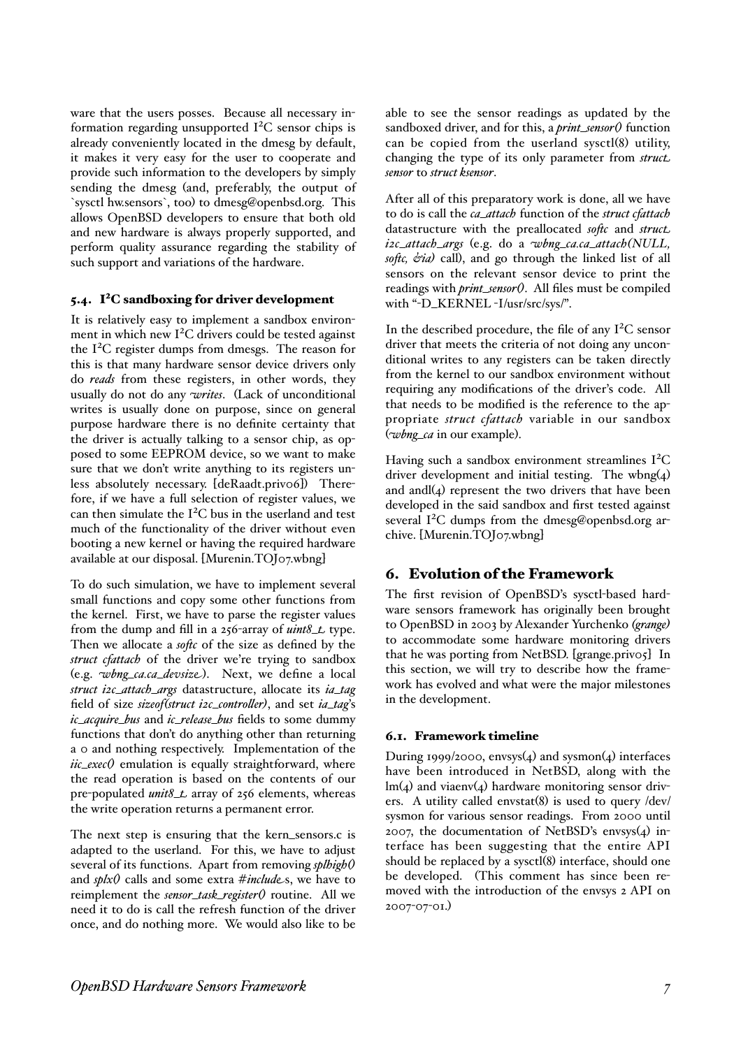ware that the users posses. Because all necessary information regarding unsupported $I^2C$ sensor chips is already conveniently located in the dmesg by default, it makes it very easy for the user to cooperate and provide such information to the developers by simply sending the dmesg (and, preferably, the output of `sysctl hw.sensors`, too) to dmesg@openbsd.org. This allows OpenBSD developers to ensure that both old and new hardware is always properly supported, and perform quality assurance regarding the stability of such support and variations of the hardware.

### 5.4. $I^2C$ sandboxing for driver development

It is relatively easy to implement a sandbox environment in which new $I^2C$ drivers could be tested against the $I^2C$ register dumps from dmesgs. The reason for this is that many hardware sensor device drivers only do *reads* from these registers, in other words, they usually do not do any *writes*. (Lack of unconditional writes is usually done on purpose, since on general purpose hardware there is no definite certainty that the driver is actually talking to a sensor chip, as opposed to some EEPROM device, so we want to make sure that we don't write anything to its registers unless absolutely necessary. [deRaadt.priv06]) Therefore, if we have a full selection of register values, we can then simulate the $I^2C$ bus in the userland and test much of the functionality of the driver without even booting a new kernel or having the required hardware available at our disposal. [Murenin.TOJ07.wbng]

To do such simulation, we have to implement several small functions and copy some other functions from the kernel. First, we have to parse the register values from the dump and fill in a 256-array of *uint8_t* type. Then we allocate a *softc* of the size as defined by the *struct cfattach* of the driver we're trying to sandbox (e.g. *wbng_ca.ca_devsize*). Next, we define a local *struct i2c_attach_args* datastructure, allocate its *ia_tag* field of size *sizeof(struct i2c_controller)*, and set *ia_tag*'s *ic_acquire_bus* and *ic_release_bus* fields to some dummy functions that don't do anything other than returning a 0 and nothing respectively. Implementation of the *iic_exec()* emulation is equally straightforward, where the read operation is based on the contents of our pre-populated *unit8_t* array of 256 elements, whereas the write operation returns a permanent error.

The next step is ensuring that the kern_sensors.c is adapted to the userland. For this, we have to adjust several of its functions. Apart from removing *splhigh()* and *splx()* calls and some extra *#include*s, we have to reimplement the *sensor_task_register()* routine. All we need it to do is call the refresh function of the driver once, and do nothing more. We would also like to be able to see the sensor readings as updated by the sandboxed driver, and for this, a *print_sensor()* function can be copied from the userland sysctl(8) utility, changing the type of its only parameter from *struct sensor* to *struct ksensor*.

After all of this preparatory work is done, all we have to do is call the *ca_attach* function of the *struct cfattach* datastructure with the preallocated *softc* and *struct i2c_attach_args* (e.g. do a *wbng_ca.ca_attach(NULL, softc, &ia)* call), and go through the linked list of all sensors on the relevant sensor device to print the readings with *print_sensor()*. All files must be compiled with "-D_KERNEL -I/usr/src/sys/".

In the described procedure, the file of any $I^2C$ sensor driver that meets the criteria of not doing any unconditional writes to any registers can be taken directly from the kernel to our sandbox environment without requiring any modifications of the driver's code. All that needs to be modified is the reference to the appropriate *struct cfattach* variable in our sandbox (*wbng_ca* in our example).

Having such a sandbox environment streamlines $I^2C$ driver development and initial testing. The wbng(4) and andl(4) represent the two drivers that have been developed in the said sandbox and first tested against several $I^2C$ dumps from the dmesg@openbsd.org archive. [Murenin.TOJ07.wbng]

## 6. Evolution of the Framework

The first revision of OpenBSD's sysctl-based hardware sensors framework has originally been brought to OpenBSD in 2003 by Alexander Yurchenko *(grange)* to accommodate some hardware monitoring drivers that he was porting from NetBSD. [grange.priv05] In this section, we will try to describe how the framework has evolved and what were the major milestones in the development.

### 6.1. Framework timeline

During 1999/2000, envsys(4) and sysmon(4) interfaces have been introduced in NetBSD, along with the lm(4) and viaenv(4) hardware monitoring sensor drivers. A utility called envstat(8) is used to query /dev/sysmon for various sensor readings. From 2000 until 2007, the documentation of NetBSD's envsys(4) interface has been suggesting that the entire API should be replaced by a sysctl(8) interface, should one be developed. (This comment has since been removed with the introduction of the envsys 2 API on 2007-07-01.)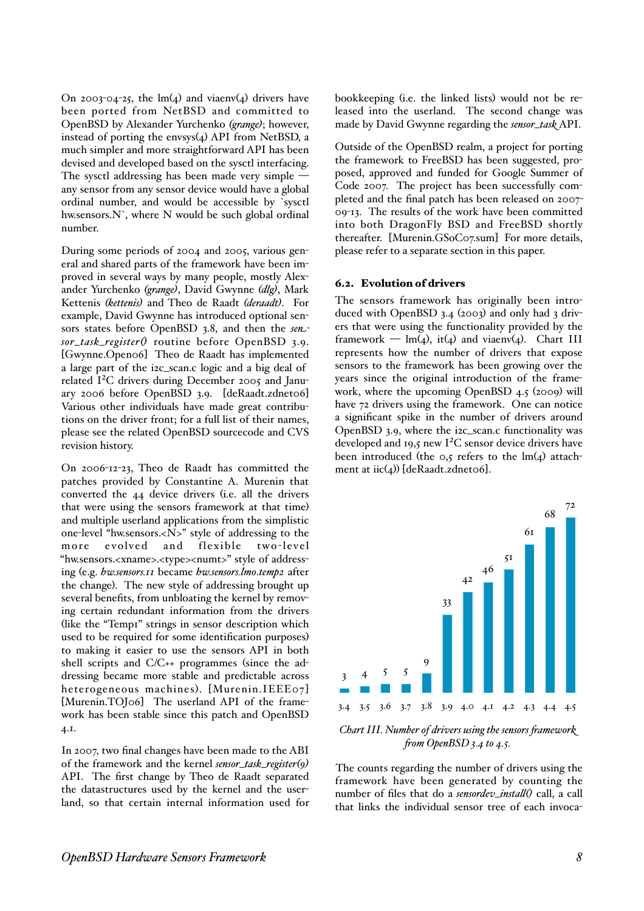On 2003-04-25, the lm(4) and viaenv(4) drivers have been ported from NetBSD and committed to OpenBSD by Alexander Yurchenko *(grange)*; however, instead of porting the envsys(4) API from NetBSD, a much simpler and more straightforward API has been devised and developed based on the sysctl interfacing. The sysctl addressing has been made very simple — any sensor from any sensor device would have a global ordinal number, and would be accessible by `sysctl hw.sensors.N`, where N would be such global ordinal number.

During some periods of 2004 and 2005, various general and shared parts of the framework have been improved in several ways by many people, mostly Alexander Yurchenko *(grange)*, David Gwynne *(dlg)*, Mark Kettenis *(kettenis)* and Theo de Raadt *(deraadt)*. For example, David Gwynne has introduced optional sensors states before OpenBSD 3.8, and the *sensor_task_register()* routine before OpenBSD 3.9. [Gwynne.Open06] Theo de Raadt has implemented a large part of the i2c_scan.c logic and a big deal of related I²C drivers during December 2005 and January 2006 before OpenBSD 3.9. [deRaadt.zdnet06] Various other individuals have made great contributions on the driver front; for a full list of their names, please see the related OpenBSD sourcecode and CVS revision history.

On 2006-12-23, Theo de Raadt has committed the patches provided by Constantine A. Murenin that converted the 44 device drivers (i.e. all the drivers that were using the sensors framework at that time) and multiple userland applications from the simplistic one-level "hw.sensors.<N>" style of addressing to the more evolved and flexible two-level "hw.sensors.<xname>.<type><numt>" style of addressing (e.g. *hw.sensors.11* became *hw.sensors.lm0.temp2* after the change). The new style of addressing brought up several benefits, from unbloating the kernel by removing certain redundant information from the drivers (like the "Temp1" strings in sensor description which used to be required for some identification purposes) to making it easier to use the sensors API in both shell scripts and C/C++ programmes (since the addressing became more stable and predictable across heterogeneous machines). [Murenin.IEEE07] [Murenin.TOJ06] The userland API of the framework has been stable since this patch and OpenBSD 4.1.

In 2007, two final changes have been made to the ABI of the framework and the kernel *sensor_task_register(9)* API. The first change by Theo de Raadt separated the datastructures used by the kernel and the userland, so that certain internal information used for bookkeeping (i.e. the linked lists) would not be released into the userland. The second change was made by David Gwynne regarding the *sensor_task* API.

Outside of the OpenBSD realm, a project for porting the framework to FreeBSD has been suggested, proposed, approved and funded for Google Summer of Code 2007. The project has been successfully completed and the final patch has been released on 2007-09-13. The results of the work have been committed into both DragonFly BSD and FreeBSD shortly thereafter. [Murenin.GSoC07.sum] For more details, please refer to a separate section in this paper.

## 6.2. Evolution of drivers

The sensors framework has originally been introduced with OpenBSD 3.4 (2003) and only had 3 drivers that were using the functionality provided by the framework — lm(4), it(4) and viaenv(4). Chart III represents how the number of drivers that expose sensors to the framework has been growing over the years since the original introduction of the framework, where the upcoming OpenBSD 4.5 (2009) will have 72 drivers using the framework. One can notice a significant spike in the number of drivers around OpenBSD 3.9, where the i2c_scan.c functionality was developed and 19,5 new I²C sensor device drivers have been introduced (the 0,5 refers to the lm(4) attachment at iic(4)) [deRaadt.zdnet06].

3 4 5 5 9 33 42 46 51 61 68 72

3.4 3.5 3.6 3.7 3.8 3.9 4.0 4.1 4.2 4.3 4.4 4.5

*Chart III. Number of drivers using the sensors framework from OpenBSD 3.4 to 4.5.*

The counts regarding the number of drivers using the framework have been generated by counting the number of files that do a *sensordev_install()* call, a call that links the individual sensor tree of each invoca-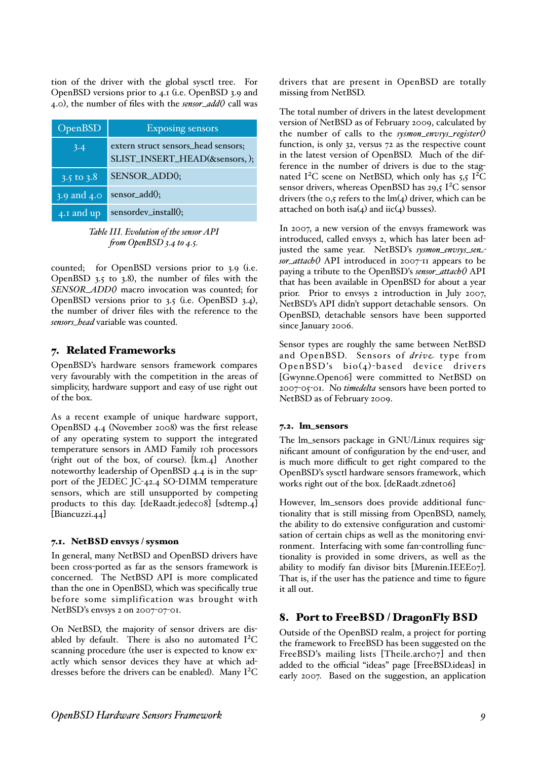tion of the driver with the global sysctl tree. For OpenBSD versions prior to 4.1 (i.e. OpenBSD 3.9 and 4.0), the number of files with the *sensor_add()* call was counted; for OpenBSD versions prior to 3.9 (i.e. OpenBSD 3.5 to 3.8), the number of files with the *SENSOR_ADD()* macro invocation was counted; for OpenBSD versions prior to 3.5 (i.e. OpenBSD 3.4), the number of driver files with the reference to the *sensors_head* variable was counted.

| OpenBSD | Exposing sensors |
|---|---|
| 3.4 | extern struct sensors_head sensors; SLIST_INSERT_HEAD(&sensors, ); |
| 3.5 to 3.8 | SENSOR_ADD(); |
| 3.9 and 4.0 | sensor_add(); |
| 4.1 and up | sensordev_install(); |

*Table III. Evolution of the sensor API from OpenBSD 3.4 to 4.5.*

## 7. Related Frameworks

OpenBSD's hardware sensors framework compares very favourably with the competition in the areas of simplicity, hardware support and easy of use right out of the box.

As a recent example of unique hardware support, OpenBSD 4.4 (November 2008) was the first release of any operating system to support the integrated temperature sensors in AMD Family 10h processors (right out of the box, of course). [km.4] Another noteworthy leadership of OpenBSD 4.4 is in the support of the JEDEC JC-42.4 SO-DIMM temperature sensors, which are still unsupported by competing products to this day. [deRaadt.jedec08] [sdtemp.4] [Biancuzzi.44]

### 7.1. NetBSD envsys / sysmon

In general, many NetBSD and OpenBSD drivers have been cross-ported as far as the sensors framework is concerned. The NetBSD API is more complicated than the one in OpenBSD, which was specifically true before some simplification was brought with NetBSD's envsys 2 on 2007-07-01.

On NetBSD, the majority of sensor drivers are disabled by default. There is also no automated I$^2$C scanning procedure (the user is expected to know exactly which sensor devices they have at which addresses before the drivers can be enabled). Many I$^2$C drivers that are present in OpenBSD are totally missing from NetBSD.

The total number of drivers in the latest development version of NetBSD as of February 2009, calculated by the number of calls to the *sysmon_envsys_register()* function, is only 32, versus 72 as the respective count in the latest version of OpenBSD. Much of the difference in the number of drivers is due to the stagnated I$^2$C scene on NetBSD, which only has 5,5 I$^2$C sensor drivers, whereas OpenBSD has 29,5 I$^2$C sensor drivers (the 0,5 refers to the lm(4) driver, which can be attached on both isa(4) and iic(4) busses).

In 2007, a new version of the envsys framework was introduced, called envsys 2, which has later been adjusted the same year. NetBSD's *sysmon_envsys_sensor_attach()* API introduced in 2007-11 appears to be paying a tribute to the OpenBSD's *sensor_attach()* API that has been available in OpenBSD for about a year prior. Prior to envsys 2 introduction in July 2007, NetBSD's API didn't support detachable sensors. On OpenBSD, detachable sensors have been supported since January 2006.

Sensor types are roughly the same between NetBSD and OpenBSD. Sensors of *drive* type from OpenBSD's bio(4)-based device drivers [Gwynne.Open06] were committed to NetBSD on 2007-05-01. No *timedelta* sensors have been ported to NetBSD as of February 2009.

### 7.2. lm_sensors

The lm_sensors package in GNU/Linux requires significant amount of configuration by the end-user, and is much more difficult to get right compared to the OpenBSD's sysctl hardware sensors framework, which works right out of the box. [deRaadt.zdnet06]

However, lm_sensors does provide additional functionality that is still missing from OpenBSD, namely, the ability to do extensive configuration and customisation of certain chips as well as the monitoring environment. Interfacing with some fan-controlling functionality is provided in some drivers, as well as the ability to modify fan divisor bits [Murenin.IEEE07]. That is, if the user has the patience and time to figure it all out.

## 8. Port to FreeBSD / DragonFly BSD

Outside of the OpenBSD realm, a project for porting the framework to FreeBSD has been suggested on the FreeBSD's mailing lists [Theile.arch07] and then added to the official "ideas" page [FreeBSD.ideas] in early 2007. Based on the suggestion, an application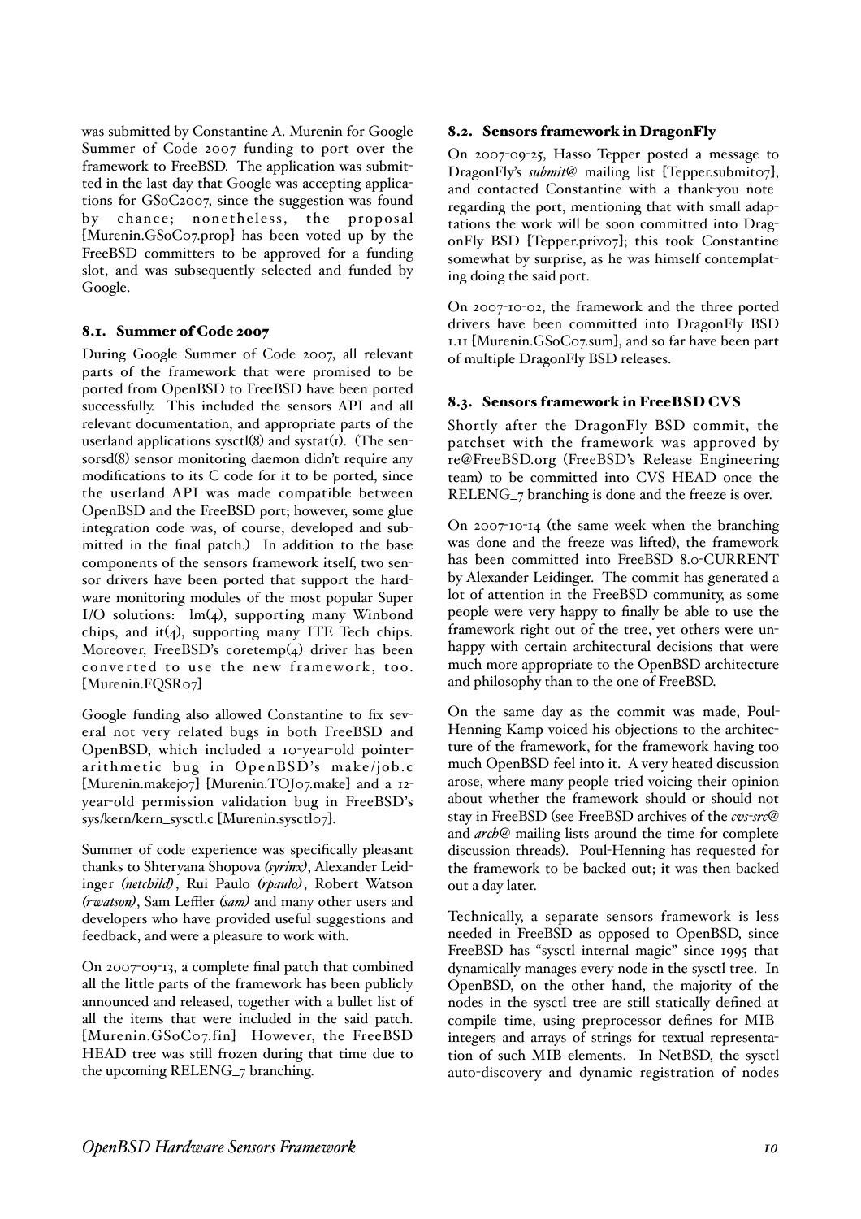was submitted by Constantine A. Murenin for Google Summer of Code 2007 funding to port over the framework to FreeBSD. The application was submitted in the last day that Google was accepting applications for GSoC2007, since the suggestion was found by chance; nonetheless, the proposal [Murenin.GSoC07.prop] has been voted up by the FreeBSD committers to be approved for a funding slot, and was subsequently selected and funded by Google.

### 8.1. Summer of Code 2007

During Google Summer of Code 2007, all relevant parts of the framework that were promised to be ported from OpenBSD to FreeBSD have been ported successfully. This included the sensors API and all relevant documentation, and appropriate parts of the userland applications sysctl(8) and systat(1). (The sensorsd(8) sensor monitoring daemon didn't require any modifications to its C code for it to be ported, since the userland API was made compatible between OpenBSD and the FreeBSD port; however, some glue integration code was, of course, developed and submitted in the final patch.) In addition to the base components of the sensors framework itself, two sensor drivers have been ported that support the hardware monitoring modules of the most popular Super I/O solutions: lm(4), supporting many Winbond chips, and it(4), supporting many ITE Tech chips. Moreover, FreeBSD's coretemp(4) driver has been converted to use the new framework, too. [Murenin.FQSR07]

Google funding also allowed Constantine to fix several not very related bugs in both FreeBSD and OpenBSD, which included a 10-year-old pointer-arithmetic bug in OpenBSD's make/job.c [Murenin.makej07] [Murenin.TOJ07.make] and a 12-year-old permission validation bug in FreeBSD's sys/kern/kern_sysctl.c [Murenin.sysctl07].

Summer of code experience was specifically pleasant thanks to Shteryana Shopova *(syrinx)*, Alexander Leidinger *(netchild)*, Rui Paulo *(rpaulo)*, Robert Watson *(rwatson)*, Sam Leffler *(sam)* and many other users and developers who have provided useful suggestions and feedback, and were a pleasure to work with.

On 2007-09-13, a complete final patch that combined all the little parts of the framework has been publicly announced and released, together with a bullet list of all the items that were included in the said patch. [Murenin.GSoC07.fin] However, the FreeBSD HEAD tree was still frozen during that time due to the upcoming RELENG_7 branching.

### 8.2. Sensors framework in DragonFly

On 2007-09-25, Hasso Tepper posted a message to DragonFly's *submit@* mailing list [Tepper.submit07], and contacted Constantine with a thank-you note regarding the port, mentioning that with small adaptations the work will be soon committed into DragonFly BSD [Tepper.priv07]; this took Constantine somewhat by surprise, as he was himself contemplating doing the said port.

On 2007-10-02, the framework and the three ported drivers have been committed into DragonFly BSD 1.11 [Murenin.GSoC07.sum], and so far have been part of multiple DragonFly BSD releases.

### 8.3. Sensors framework in FreeBSD CVS

Shortly after the DragonFly BSD commit, the patchset with the framework was approved by re@FreeBSD.org (FreeBSD's Release Engineering team) to be committed into CVS HEAD once the RELENG_7 branching is done and the freeze is over.

On 2007-10-14 (the same week when the branching was done and the freeze was lifted), the framework has been committed into FreeBSD 8.0-CURRENT by Alexander Leidinger. The commit has generated a lot of attention in the FreeBSD community, as some people were very happy to finally be able to use the framework right out of the tree, yet others were unhappy with certain architectural decisions that were much more appropriate to the OpenBSD architecture and philosophy than to the one of FreeBSD.

On the same day as the commit was made, Poul-Henning Kamp voiced his objections to the architecture of the framework, for the framework having too much OpenBSD feel into it. A very heated discussion arose, where many people tried voicing their opinion about whether the framework should or should not stay in FreeBSD (see FreeBSD archives of the *cvs-src@* and *arch@* mailing lists around the time for complete discussion threads). Poul-Henning has requested for the framework to be backed out; it was then backed out a day later.

Technically, a separate sensors framework is less needed in FreeBSD as opposed to OpenBSD, since FreeBSD has "sysctl internal magic" since 1995 that dynamically manages every node in the sysctl tree. In OpenBSD, on the other hand, the majority of the nodes in the sysctl tree are still statically defined at compile time, using preprocessor defines for MIB integers and arrays of strings for textual representation of such MIB elements. In NetBSD, the sysctl auto-discovery and dynamic registration of nodes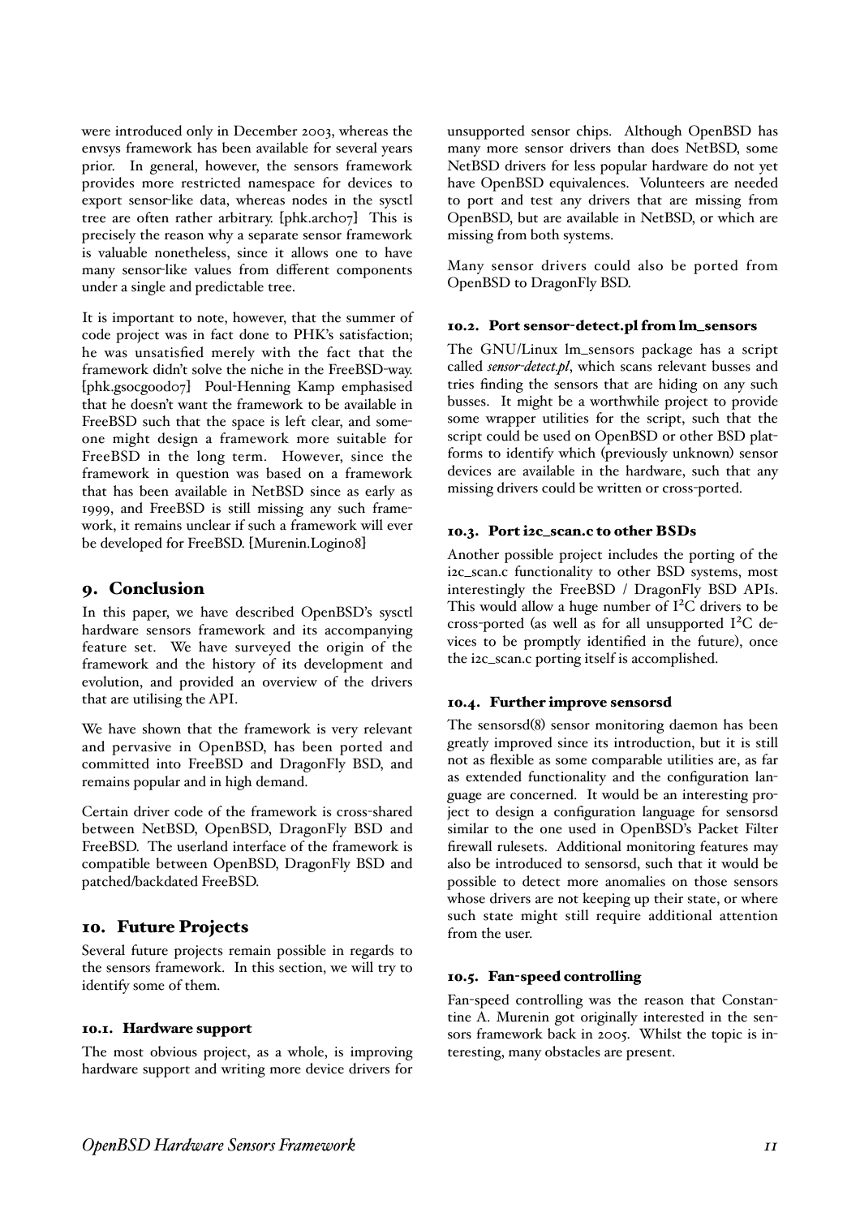were introduced only in December 2003, whereas the envsys framework has been available for several years prior. In general, however, the sensors framework provides more restricted namespace for devices to export sensor-like data, whereas nodes in the sysctl tree are often rather arbitrary. [phk.arch07] This is precisely the reason why a separate sensor framework is valuable nonetheless, since it allows one to have many sensor-like values from different components under a single and predictable tree.

It is important to note, however, that the summer of code project was in fact done to PHK's satisfaction; he was unsatisfied merely with the fact that the framework didn't solve the niche in the FreeBSD-way. [phk.gsocgood07] Poul-Henning Kamp emphasised that he doesn't want the framework to be available in FreeBSD such that the space is left clear, and someone might design a framework more suitable for FreeBSD in the long term. However, since the framework in question was based on a framework that has been available in NetBSD since as early as 1999, and FreeBSD is still missing any such framework, it remains unclear if such a framework will ever be developed for FreeBSD. [Murenin.Login08]

## 9. Conclusion

In this paper, we have described OpenBSD's sysctl hardware sensors framework and its accompanying feature set. We have surveyed the origin of the framework and the history of its development and evolution, and provided an overview of the drivers that are utilising the API.

We have shown that the framework is very relevant and pervasive in OpenBSD, has been ported and committed into FreeBSD and DragonFly BSD, and remains popular and in high demand.

Certain driver code of the framework is cross-shared between NetBSD, OpenBSD, DragonFly BSD and FreeBSD. The userland interface of the framework is compatible between OpenBSD, DragonFly BSD and patched/backdated FreeBSD.

## 10. Future Projects

Several future projects remain possible in regards to the sensors framework. In this section, we will try to identify some of them.

### 10.1. Hardware support

The most obvious project, as a whole, is improving hardware support and writing more device drivers for unsupported sensor chips. Although OpenBSD has many more sensor drivers than does NetBSD, some NetBSD drivers for less popular hardware do not yet have OpenBSD equivalences. Volunteers are needed to port and test any drivers that are missing from OpenBSD, but are available in NetBSD, or which are missing from both systems.

Many sensor drivers could also be ported from OpenBSD to DragonFly BSD.

### 10.2. Port sensor-detect.pl from lm_sensors

The GNU/Linux lm_sensors package has a script called *sensor-detect.pl*, which scans relevant busses and tries finding the sensors that are hiding on any such busses. It might be a worthwhile project to provide some wrapper utilities for the script, such that the script could be used on OpenBSD or other BSD platforms to identify which (previously unknown) sensor devices are available in the hardware, such that any missing drivers could be written or cross-ported.

### 10.3. Port i2c_scan.c to other BSDs

Another possible project includes the porting of the i2c_scan.c functionality to other BSD systems, most interestingly the FreeBSD / DragonFly BSD APIs. This would allow a huge number of I²C drivers to be cross-ported (as well as for all unsupported I²C devices to be promptly identified in the future), once the i2c_scan.c porting itself is accomplished.

### 10.4. Further improve sensorsd

The sensorsd(8) sensor monitoring daemon has been greatly improved since its introduction, but it is still not as flexible as some comparable utilities are, as far as extended functionality and the configuration language are concerned. It would be an interesting project to design a configuration language for sensorsd similar to the one used in OpenBSD's Packet Filter firewall rulesets. Additional monitoring features may also be introduced to sensorsd, such that it would be possible to detect more anomalies on those sensors whose drivers are not keeping up their state, or where such state might still require additional attention from the user.

### 10.5. Fan-speed controlling

Fan-speed controlling was the reason that Constantine A. Murenin got originally interested in the sensors framework back in 2005. Whilst the topic is interesting, many obstacles are present.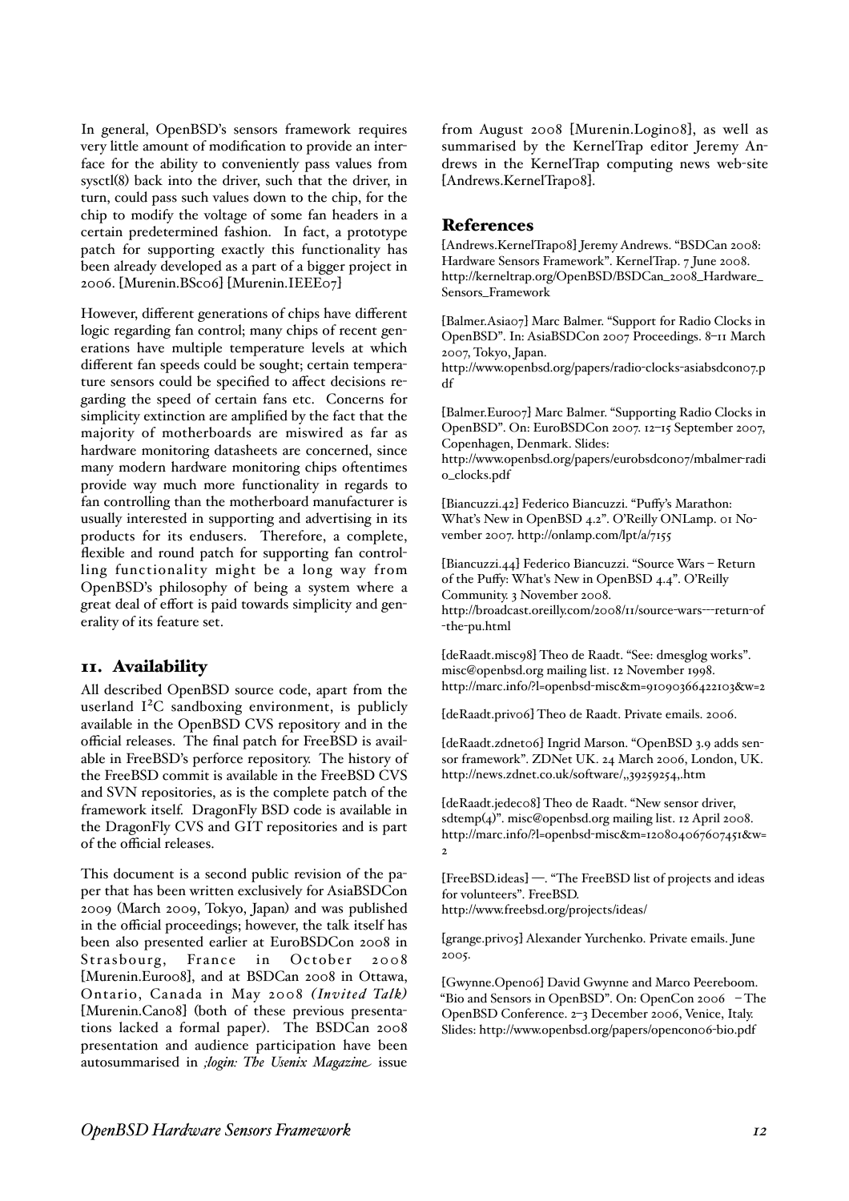In general, OpenBSD's sensors framework requires very little amount of modification to provide an interface for the ability to conveniently pass values from sysctl(8) back into the driver, such that the driver, in turn, could pass such values down to the chip, for the chip to modify the voltage of some fan headers in a certain predetermined fashion. In fact, a prototype patch for supporting exactly this functionality has been already developed as a part of a bigger project in 2006. [Murenin.BSc06] [Murenin.IEEE07]

However, different generations of chips have different logic regarding fan control; many chips of recent generations have multiple temperature levels at which different fan speeds could be sought; certain temperature sensors could be specified to affect decisions regarding the speed of certain fans etc. Concerns for simplicity extinction are amplified by the fact that the majority of motherboards are miswired as far as hardware monitoring datasheets are concerned, since many modern hardware monitoring chips oftentimes provide way much more functionality in regards to fan controlling than the motherboard manufacturer is usually interested in supporting and advertising in its products for its endusers. Therefore, a complete, flexible and round patch for supporting fan controlling functionality might be a long way from OpenBSD's philosophy of being a system where a great deal of effort is paid towards simplicity and generality of its feature set.

## 11. Availability

All described OpenBSD source code, apart from the userland $I^2C$ sandboxing environment, is publicly available in the OpenBSD CVS repository and in the official releases. The final patch for FreeBSD is available in FreeBSD's perforce repository. The history of the FreeBSD commit is available in the FreeBSD CVS and SVN repositories, as is the complete patch of the framework itself. DragonFly BSD code is available in the DragonFly CVS and GIT repositories and is part of the official releases.

This document is a second public revision of the paper that has been written exclusively for AsiaBSDCon 2009 (March 2009, Tokyo, Japan) and was published in the official proceedings; however, the talk itself has been also presented earlier at EuroBSDCon 2008 in Strasbourg, France in October 2008 [Murenin.Euro08], and at BSDCan 2008 in Ottawa, Ontario, Canada in May 2008 *(Invited Talk)* [Murenin.Can08] (both of these previous presentations lacked a formal paper). The BSDCan 2008 presentation and audience participation have been autosummarised in *;login: The Usenix Magazine* issue from August 2008 [Murenin.Login08], as well as summarised by the KernelTrap editor Jeremy Andrews in the KernelTrap computing news web-site [Andrews.KernelTrap08].

## References

[Andrews.KernelTrap08] Jeremy Andrews. "BSDCan 2008: Hardware Sensors Framework". KernelTrap. 7 June 2008. http://kerneltrap.org/OpenBSD/BSDCan_2008_Hardware_Sensors_Framework

[Balmer.Asia07] Marc Balmer. "Support for Radio Clocks in OpenBSD". In: AsiaBSDCon 2007 Proceedings. 8–11 March 2007, Tokyo, Japan. http://www.openbsd.org/papers/radio-clocks-asiabsdcon07.pdf

[Balmer.Euro07] Marc Balmer. "Supporting Radio Clocks in OpenBSD". On: EuroBSDCon 2007. 12–15 September 2007, Copenhagen, Denmark. Slides: http://www.openbsd.org/papers/eurobsdcon07/mbalmer-radio_clocks.pdf

[Biancuzzi.42] Federico Biancuzzi. "Puffy's Marathon: What's New in OpenBSD 4.2". O'Reilly ONLamp. 01 November 2007. http://onlamp.com/lpt/a/7155

[Biancuzzi.44] Federico Biancuzzi. "Source Wars – Return of the Puffy: What's New in OpenBSD 4.4". O'Reilly Community. 3 November 2008. http://broadcast.oreilly.com/2008/11/source-wars---return-of-the-pu.html

[deRaadt.misc98] Theo de Raadt. "See: dmesglog works". misc@openbsd.org mailing list. 12 November 1998. http://marc.info/?l=openbsd-misc&m=91090366422103&w=2

[deRaadt.priv06] Theo de Raadt. Private emails. 2006.

[deRaadt.zdnet06] Ingrid Marson. "OpenBSD 3.9 adds sensor framework". ZDNet UK. 24 March 2006, London, UK. http://news.zdnet.co.uk/software/,,39259254,.htm

[deRaadt.jedec08] Theo de Raadt. "New sensor driver, sdtemp(4)". misc@openbsd.org mailing list. 12 April 2008. http://marc.info/?l=openbsd-misc&m=120804067607451&w=2

[FreeBSD.ideas] —. "The FreeBSD list of projects and ideas for volunteers". FreeBSD. http://www.freebsd.org/projects/ideas/

[grange.priv05] Alexander Yurchenko. Private emails. June 2005.

[Gwynne.Open06] David Gwynne and Marco Peereboom. "Bio and Sensors in OpenBSD". On: OpenCon 2006 – The OpenBSD Conference. 2–3 December 2006, Venice, Italy. Slides: http://www.openbsd.org/papers/opencon06-bio.pdf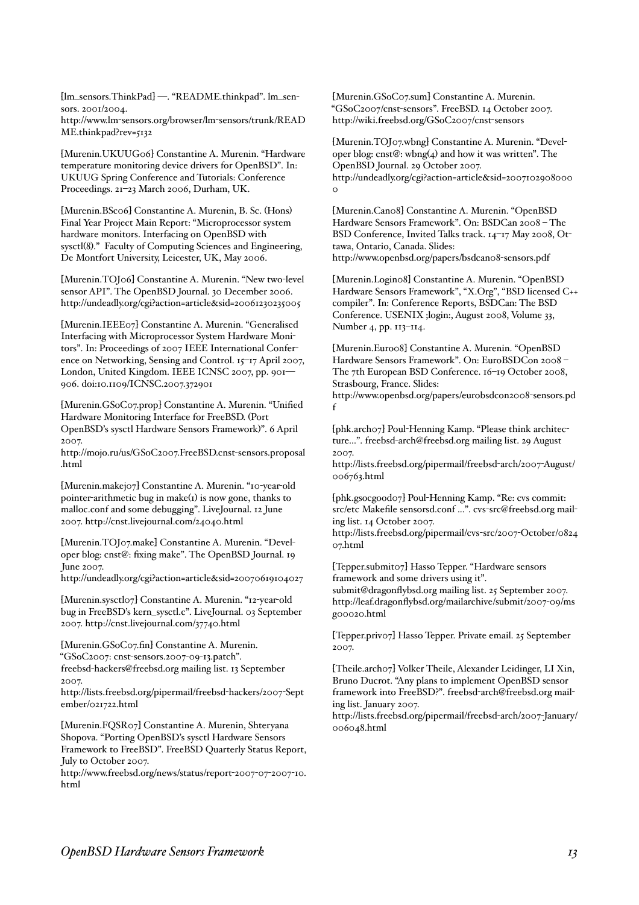[lm_sensors.ThinkPad] —. "README.thinkpad". lm_sensors. 2001/2004. http://www.lm-sensors.org/browser/lm-sensors/trunk/README.thinkpad?rev=5132

[Murenin.UKUUG06] Constantine A. Murenin. "Hardware temperature monitoring device drivers for OpenBSD". In: UKUUG Spring Conference and Tutorials: Conference Proceedings. 21–23 March 2006, Durham, UK.

[Murenin.BSc06] Constantine A. Murenin, B. Sc. (Hons) Final Year Project Main Report: "Microprocessor system hardware monitors. Interfacing on OpenBSD with sysctl(8)." Faculty of Computing Sciences and Engineering, De Montfort University, Leicester, UK, May 2006.

[Murenin.TOJ06] Constantine A. Murenin. "New two-level sensor API". The OpenBSD Journal. 30 December 2006. http://undeadly.org/cgi?action=article&sid=20061230235005

[Murenin.IEEE07] Constantine A. Murenin. "Generalised Interfacing with Microprocessor System Hardware Monitors". In: Proceedings of 2007 IEEE International Conference on Networking, Sensing and Control. 15–17 April 2007, London, United Kingdom. IEEE ICNSC 2007, pp. 901—906. doi:10.1109/ICNSC.2007.372901

[Murenin.GSoC07.prop] Constantine A. Murenin. "Unified Hardware Monitoring Interface for FreeBSD. (Port OpenBSD's sysctl Hardware Sensors Framework)". 6 April 2007. http://mojo.ru/us/GSoC2007.FreeBSD.cnst-sensors.proposal.html

[Murenin.makej07] Constantine A. Murenin. "10-year-old pointer-arithmetic bug in make(1) is now gone, thanks to malloc.conf and some debugging". LiveJournal. 12 June 2007. http://cnst.livejournal.com/24040.html

[Murenin.TOJ07.make] Constantine A. Murenin. "Developer blog: cnst@: fixing make". The OpenBSD Journal. 19 June 2007. http://undeadly.org/cgi?action=article&sid=20070619104027

[Murenin.sysctl07] Constantine A. Murenin. "12-year-old bug in FreeBSD's kern_sysctl.c". LiveJournal. 03 September 2007. http://cnst.livejournal.com/37740.html

[Murenin.GSoC07.fin] Constantine A. Murenin. "GSoC2007: cnst-sensors.2007-09-13.patch". freebsd-hackers@freebsd.org mailing list. 13 September 2007. http://lists.freebsd.org/pipermail/freebsd-hackers/2007-September/021722.html

[Murenin.FQSR07] Constantine A. Murenin, Shteryana Shopova. "Porting OpenBSD's sysctl Hardware Sensors Framework to FreeBSD". FreeBSD Quarterly Status Report, July to October 2007. http://www.freebsd.org/news/status/report-2007-07-2007-10.html

[Murenin.GSoC07.sum] Constantine A. Murenin. "GSoC2007/cnst-sensors". FreeBSD. 14 October 2007. http://wiki.freebsd.org/GSoC2007/cnst-sensors

[Murenin.TOJ07.wbng] Constantine A. Murenin. "Developer blog: cnst@: wbng(4) and how it was written". The OpenBSD Journal. 29 October 2007. http://undeadly.org/cgi?action=article&sid=20071029080000

[Murenin.Can08] Constantine A. Murenin. "OpenBSD Hardware Sensors Framework". On: BSDCan 2008 – The BSD Conference, Invited Talks track. 14–17 May 2008, Ottawa, Ontario, Canada. Slides: http://www.openbsd.org/papers/bsdcan08-sensors.pdf

[Murenin.Login08] Constantine A. Murenin. "OpenBSD Hardware Sensors Framework", "X.Org", "BSD licensed C++ compiler". In: Conference Reports, BSDCan: The BSD Conference. USENIX ;login:, August 2008, Volume 33, Number 4, pp. 113–114.

[Murenin.Euro08] Constantine A. Murenin. "OpenBSD Hardware Sensors Framework". On: EuroBSDCon 2008 – The 7th European BSD Conference. 16–19 October 2008, Strasbourg, France. Slides: http://www.openbsd.org/papers/eurobsdcon2008-sensors.pdf

[phk.arch07] Poul-Henning Kamp. "Please think architecture...". freebsd-arch@freebsd.org mailing list. 29 August 2007. http://lists.freebsd.org/pipermail/freebsd-arch/2007-August/006763.html

[phk.gsocgood07] Poul-Henning Kamp. "Re: cvs commit: src/etc Makefile sensorsd.conf ...". cvs-src@freebsd.org mailing list. 14 October 2007. http://lists.freebsd.org/pipermail/cvs-src/2007-October/082407.html

[Tepper.submit07] Hasso Tepper. "Hardware sensors framework and some drivers using it". submit@dragonflybsd.org mailing list. 25 September 2007. http://leaf.dragonflybsd.org/mailarchive/submit/2007-09/msg00020.html

[Tepper.priv07] Hasso Tepper. Private email. 25 September 2007.

[Theile.arch07] Volker Theile, Alexander Leidinger, LI Xin, Bruno Ducrot. "Any plans to implement OpenBSD sensor framework into FreeBSD?". freebsd-arch@freebsd.org mailing list. January 2007. http://lists.freebsd.org/pipermail/freebsd-arch/2007-January/006048.html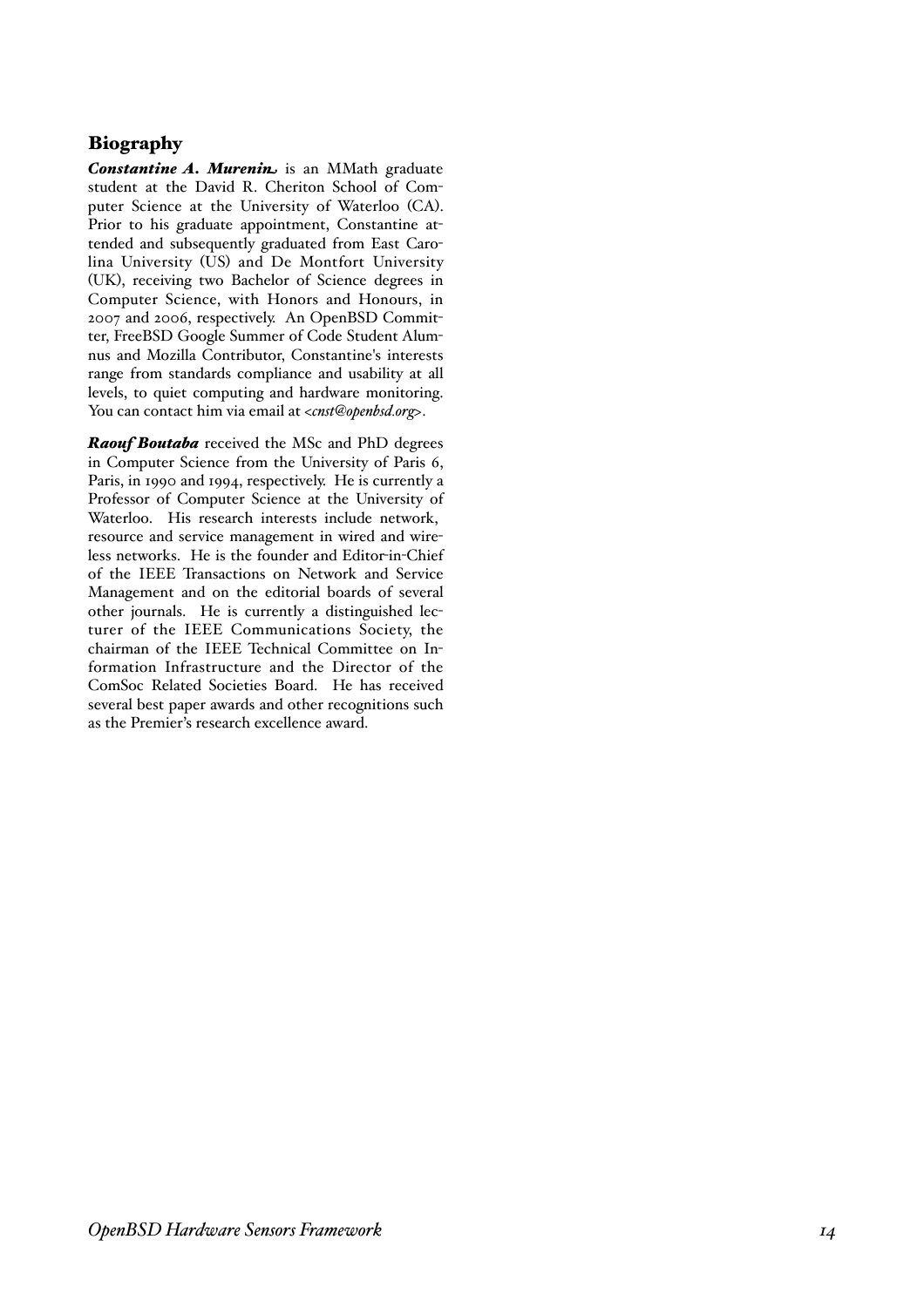## Biography

***Constantine A. Murenin*** is an MMath graduate student at the David R. Cheriton School of Computer Science at the University of Waterloo (CA). Prior to his graduate appointment, Constantine attended and subsequently graduated from East Carolina University (US) and De Montfort University (UK), receiving two Bachelor of Science degrees in Computer Science, with Honors and Honours, in 2007 and 2006, respectively. An OpenBSD Committer, FreeBSD Google Summer of Code Student Alumnus and Mozilla Contributor, Constantine's interests range from standards compliance and usability at all levels, to quiet computing and hardware monitoring. You can contact him via email at <*cnst@openbsd.org*>.

***Raouf Boutaba*** received the MSc and PhD degrees in Computer Science from the University of Paris 6, Paris, in 1990 and 1994, respectively. He is currently a Professor of Computer Science at the University of Waterloo. His research interests include network, resource and service management in wired and wireless networks. He is the founder and Editor-in-Chief of the IEEE Transactions on Network and Service Management and on the editorial boards of several other journals. He is currently a distinguished lecturer of the IEEE Communications Society, the chairman of the IEEE Technical Committee on Information Infrastructure and the Director of the ComSoc Related Societies Board. He has received several best paper awards and other recognitions such as the Premier's research excellence award.